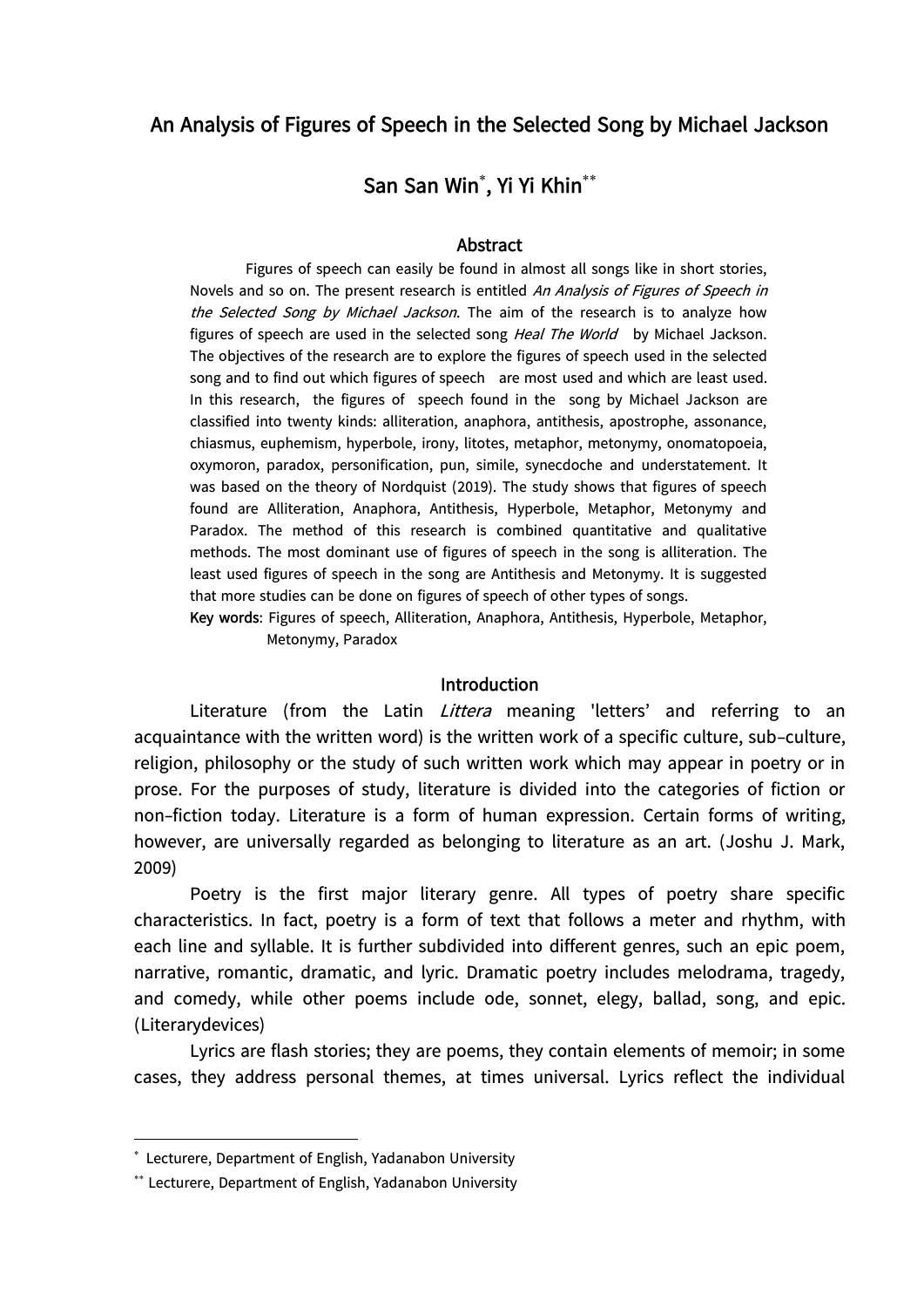# An Analysis of Figures of Speech in the Selected Song by Michael Jackson

## San San Win[*], Yi Yi Khin[**]

### Abstract

Figures of speech can easily be found in almost all songs like in short stories, Novels and so on. The present research is entitled *An Analysis of Figures of Speech in the Selected Song by Michael Jackson*. The aim of the research is to analyze how figures of speech are used in the selected song *Heal The World* by Michael Jackson. The objectives of the research are to explore the figures of speech used in the selected song and to find out which figures of speech are most used and which are least used. In this research, the figures of speech found in the song by Michael Jackson are classified into twenty kinds: alliteration, anaphora, antithesis, apostrophe, assonance, chiasmus, euphemism, hyperbole, irony, litotes, metaphor, metonymy, onomatopoeia, oxymoron, paradox, personification, pun, simile, synecdoche and understatement. It was based on the theory of Nordquist (2019). The study shows that figures of speech found are Alliteration, Anaphora, Antithesis, Hyperbole, Metaphor, Metonymy and Paradox. The method of this research is combined quantitative and qualitative methods. The most dominant use of figures of speech in the song is alliteration. The least used figures of speech in the song are Antithesis and Metonymy. It is suggested that more studies can be done on figures of speech of other types of songs.

**Key words**: Figures of speech, Alliteration, Anaphora, Antithesis, Hyperbole, Metaphor, Metonymy, Paradox

### Introduction

Literature (from the Latin *Littera* meaning 'letters' and referring to an acquaintance with the written word) is the written work of a specific culture, sub-culture, religion, philosophy or the study of such written work which may appear in poetry or in prose. For the purposes of study, literature is divided into the categories of fiction or non-fiction today. Literature is a form of human expression. Certain forms of writing, however, are universally regarded as belonging to literature as an art. (Joshu J. Mark, 2009)

Poetry is the first major literary genre. All types of poetry share specific characteristics. In fact, poetry is a form of text that follows a meter and rhythm, with each line and syllable. It is further subdivided into different genres, such an epic poem, narrative, romantic, dramatic, and lyric. Dramatic poetry includes melodrama, tragedy, and comedy, while other poems include ode, sonnet, elegy, ballad, song, and epic. (Literarydevices)

Lyrics are flash stories; they are poems, they contain elements of memoir; in some cases, they address personal themes, at times universal. Lyrics reflect the individual

---

[*] Lecturere, Department of English, Yadanabon University

[**] Lecturere, Department of English, Yadanabon University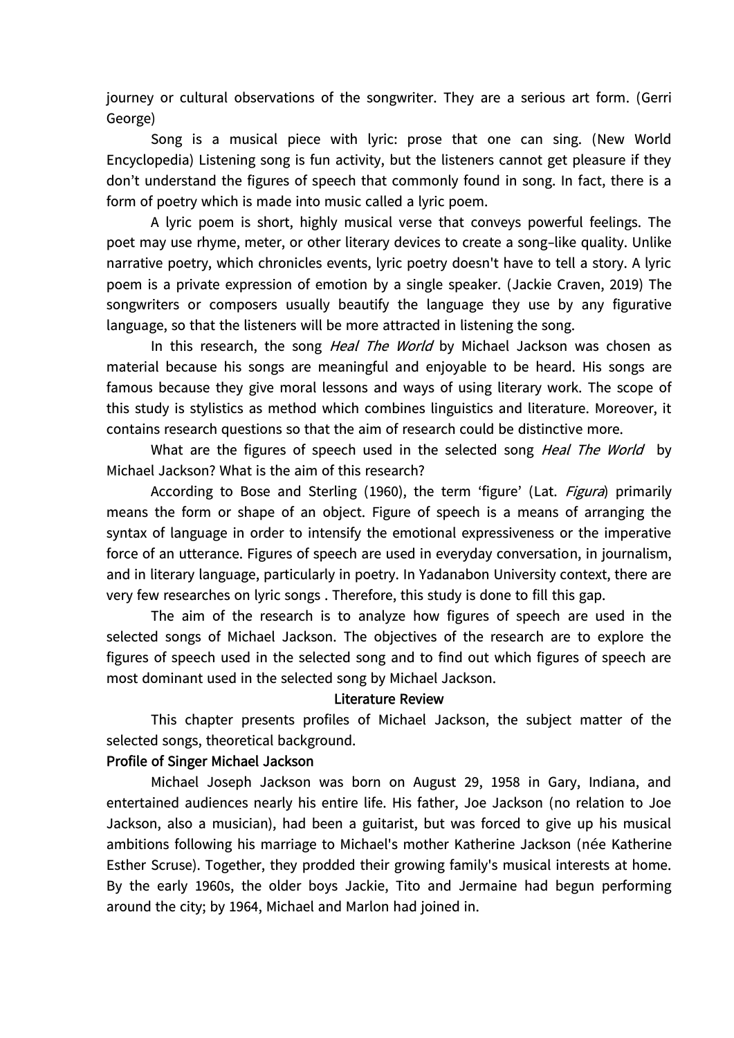journey or cultural observations of the songwriter. They are a serious art form. (Gerri George)

Song is a musical piece with lyric: prose that one can sing. (New World Encyclopedia) Listening song is fun activity, but the listeners cannot get pleasure if they don't understand the figures of speech that commonly found in song. In fact, there is a form of poetry which is made into music called a lyric poem.

A lyric poem is short, highly musical verse that conveys powerful feelings. The poet may use rhyme, meter, or other literary devices to create a song-like quality. Unlike narrative poetry, which chronicles events, lyric poetry doesn't have to tell a story. A lyric poem is a private expression of emotion by a single speaker. (Jackie Craven, 2019) The songwriters or composers usually beautify the language they use by any figurative language, so that the listeners will be more attracted in listening the song.

In this research, the song *Heal The World* by Michael Jackson was chosen as material because his songs are meaningful and enjoyable to be heard. His songs are famous because they give moral lessons and ways of using literary work. The scope of this study is stylistics as method which combines linguistics and literature. Moreover, it contains research questions so that the aim of research could be distinctive more.

What are the figures of speech used in the selected song *Heal The World* by Michael Jackson? What is the aim of this research?

According to Bose and Sterling (1960), the term 'figure' (Lat. *Figura*) primarily means the form or shape of an object. Figure of speech is a means of arranging the syntax of language in order to intensify the emotional expressiveness or the imperative force of an utterance. Figures of speech are used in everyday conversation, in journalism, and in literary language, particularly in poetry. In Yadanabon University context, there are very few researches on lyric songs . Therefore, this study is done to fill this gap.

The aim of the research is to analyze how figures of speech are used in the selected songs of Michael Jackson. The objectives of the research are to explore the figures of speech used in the selected song and to find out which figures of speech are most dominant used in the selected song by Michael Jackson.

## Literature Review

This chapter presents profiles of Michael Jackson, the subject matter of the selected songs, theoretical background.

### Profile of Singer Michael Jackson

Michael Joseph Jackson was born on August 29, 1958 in Gary, Indiana, and entertained audiences nearly his entire life. His father, Joe Jackson (no relation to Joe Jackson, also a musician), had been a guitarist, but was forced to give up his musical ambitions following his marriage to Michael's mother Katherine Jackson (née Katherine Esther Scruse). Together, they prodded their growing family's musical interests at home. By the early 1960s, the older boys Jackie, Tito and Jermaine had begun performing around the city; by 1964, Michael and Marlon had joined in.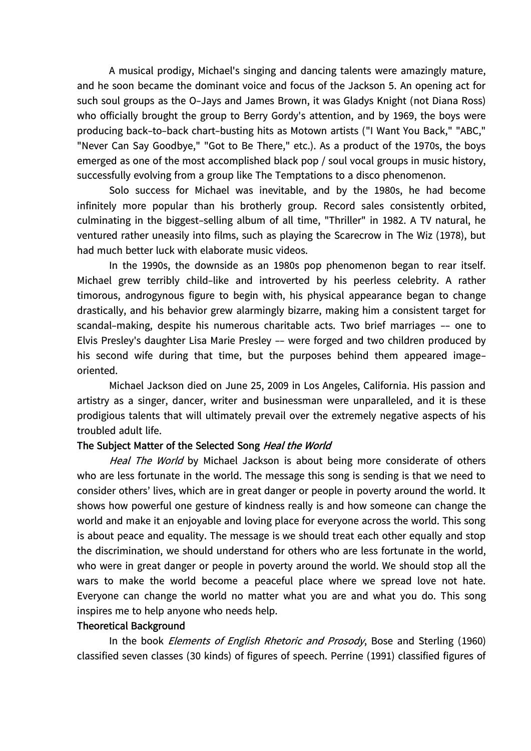A musical prodigy, Michael's singing and dancing talents were amazingly mature, and he soon became the dominant voice and focus of the Jackson 5. An opening act for such soul groups as the O-Jays and James Brown, it was Gladys Knight (not Diana Ross) who officially brought the group to Berry Gordy's attention, and by 1969, the boys were producing back-to-back chart-busting hits as Motown artists ("I Want You Back," "ABC," "Never Can Say Goodbye," "Got to Be There," etc.). As a product of the 1970s, the boys emerged as one of the most accomplished black pop / soul vocal groups in music history, successfully evolving from a group like The Temptations to a disco phenomenon.

Solo success for Michael was inevitable, and by the 1980s, he had become infinitely more popular than his brotherly group. Record sales consistently orbited, culminating in the biggest-selling album of all time, "Thriller" in 1982. A TV natural, he ventured rather uneasily into films, such as playing the Scarecrow in The Wiz (1978), but had much better luck with elaborate music videos.

In the 1990s, the downside as an 1980s pop phenomenon began to rear itself. Michael grew terribly child-like and introverted by his peerless celebrity. A rather timorous, androgynous figure to begin with, his physical appearance began to change drastically, and his behavior grew alarmingly bizarre, making him a consistent target for scandal-making, despite his numerous charitable acts. Two brief marriages -- one to Elvis Presley's daughter Lisa Marie Presley -- were forged and two children produced by his second wife during that time, but the purposes behind them appeared image-oriented.

Michael Jackson died on June 25, 2009 in Los Angeles, California. His passion and artistry as a singer, dancer, writer and businessman were unparalleled, and it is these prodigious talents that will ultimately prevail over the extremely negative aspects of his troubled adult life.

**The Subject Matter of the Selected Song *Heal the World***

*Heal The World* by Michael Jackson is about being more considerate of others who are less fortunate in the world. The message this song is sending is that we need to consider others' lives, which are in great danger or people in poverty around the world. It shows how powerful one gesture of kindness really is and how someone can change the world and make it an enjoyable and loving place for everyone across the world. This song is about peace and equality. The message is we should treat each other equally and stop the discrimination, we should understand for others who are less fortunate in the world, who were in great danger or people in poverty around the world. We should stop all the wars to make the world become a peaceful place where we spread love not hate. Everyone can change the world no matter what you are and what you do. This song inspires me to help anyone who needs help.

**Theoretical Background**

In the book *Elements of English Rhetoric and Prosody*, Bose and Sterling (1960) classified seven classes (30 kinds) of figures of speech. Perrine (1991) classified figures of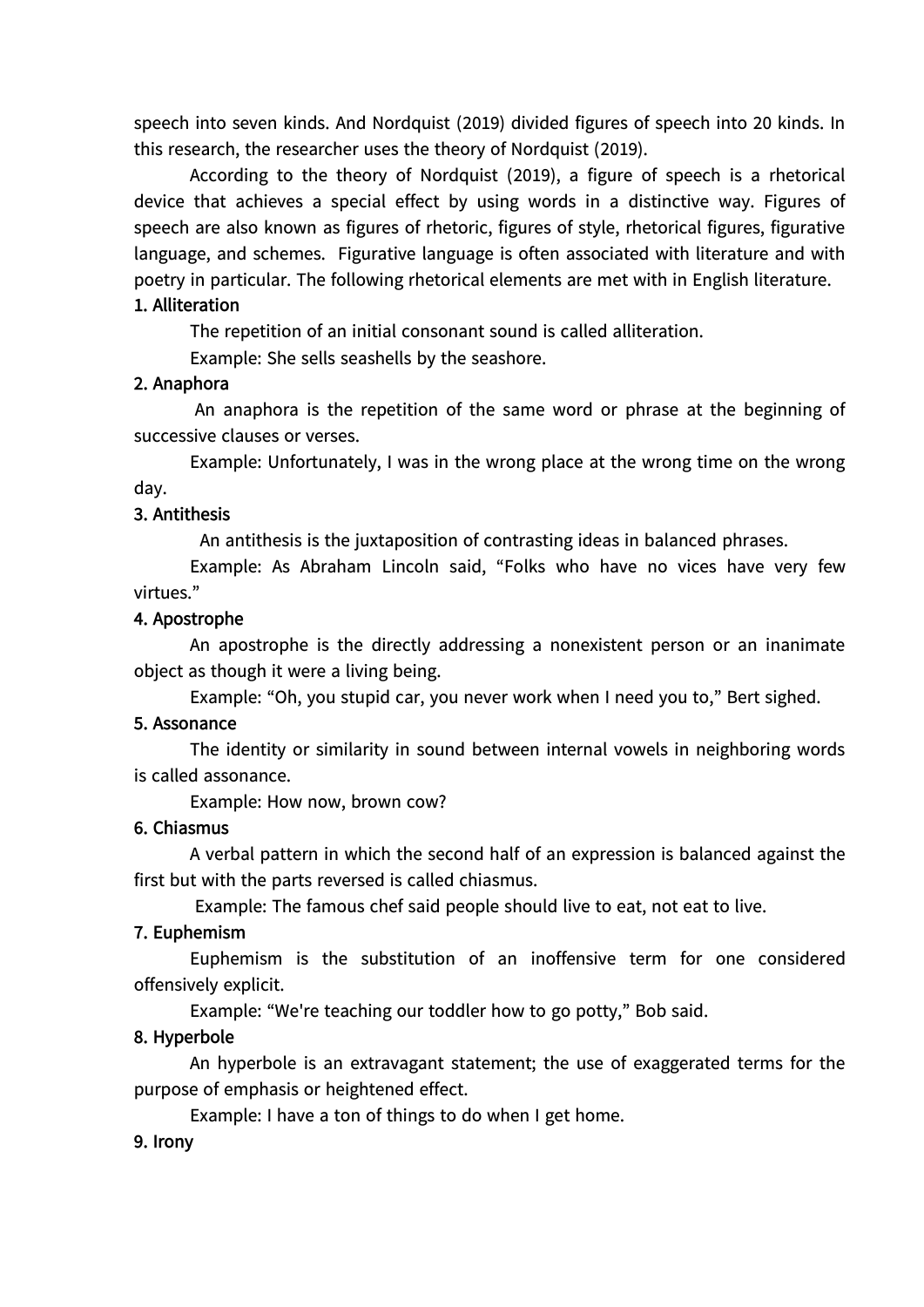speech into seven kinds. And Nordquist (2019) divided figures of speech into 20 kinds. In this research, the researcher uses the theory of Nordquist (2019).

According to the theory of Nordquist (2019), a figure of speech is a rhetorical device that achieves a special effect by using words in a distinctive way. Figures of speech are also known as figures of rhetoric, figures of style, rhetorical figures, figurative language, and schemes. Figurative language is often associated with literature and with poetry in particular. The following rhetorical elements are met with in English literature.

**1. Alliteration**

The repetition of an initial consonant sound is called alliteration.

Example: She sells seashells by the seashore.

**2. Anaphora**

An anaphora is the repetition of the same word or phrase at the beginning of successive clauses or verses.

Example: Unfortunately, I was in the wrong place at the wrong time on the wrong day.

**3. Antithesis**

An antithesis is the juxtaposition of contrasting ideas in balanced phrases.

Example: As Abraham Lincoln said, "Folks who have no vices have very few virtues."

**4. Apostrophe**

An apostrophe is the directly addressing a nonexistent person or an inanimate object as though it were a living being.

Example: "Oh, you stupid car, you never work when I need you to," Bert sighed.

**5. Assonance**

The identity or similarity in sound between internal vowels in neighboring words is called assonance.

Example: How now, brown cow?

**6. Chiasmus**

A verbal pattern in which the second half of an expression is balanced against the first but with the parts reversed is called chiasmus.

Example: The famous chef said people should live to eat, not eat to live.

**7. Euphemism**

Euphemism is the substitution of an inoffensive term for one considered offensively explicit.

Example: "We're teaching our toddler how to go potty," Bob said.

**8. Hyperbole**

An hyperbole is an extravagant statement; the use of exaggerated terms for the purpose of emphasis or heightened effect.

Example: I have a ton of things to do when I get home.

**9. Irony**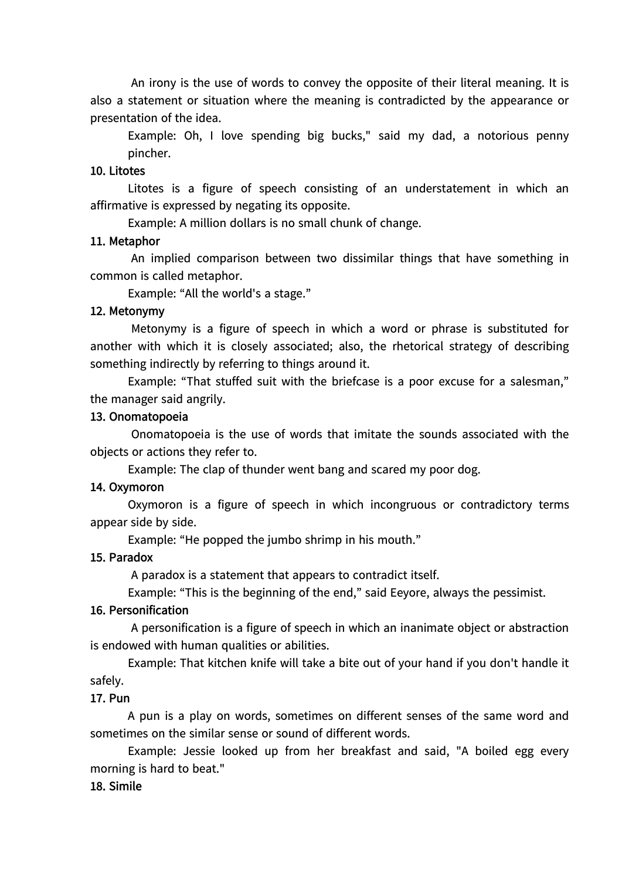An irony is the use of words to convey the opposite of their literal meaning. It is also a statement or situation where the meaning is contradicted by the appearance or presentation of the idea.

Example: Oh, I love spending big bucks," said my dad, a notorious penny pincher.

**10. Litotes**

Litotes is a figure of speech consisting of an understatement in which an affirmative is expressed by negating its opposite.

Example: A million dollars is no small chunk of change.

**11. Metaphor**

An implied comparison between two dissimilar things that have something in common is called metaphor.

Example: "All the world's a stage."

**12. Metonymy**

Metonymy is a figure of speech in which a word or phrase is substituted for another with which it is closely associated; also, the rhetorical strategy of describing something indirectly by referring to things around it.

Example: "That stuffed suit with the briefcase is a poor excuse for a salesman," the manager said angrily.

**13. Onomatopoeia**

Onomatopoeia is the use of words that imitate the sounds associated with the objects or actions they refer to.

Example: The clap of thunder went bang and scared my poor dog.

**14. Oxymoron**

Oxymoron is a figure of speech in which incongruous or contradictory terms appear side by side.

Example: "He popped the jumbo shrimp in his mouth."

**15. Paradox**

A paradox is a statement that appears to contradict itself.

Example: "This is the beginning of the end," said Eeyore, always the pessimist.

**16. Personification**

A personification is a figure of speech in which an inanimate object or abstraction is endowed with human qualities or abilities.

Example: That kitchen knife will take a bite out of your hand if you don't handle it safely.

**17. Pun**

A pun is a play on words, sometimes on different senses of the same word and sometimes on the similar sense or sound of different words.

Example: Jessie looked up from her breakfast and said, "A boiled egg every morning is hard to beat."

**18. Simile**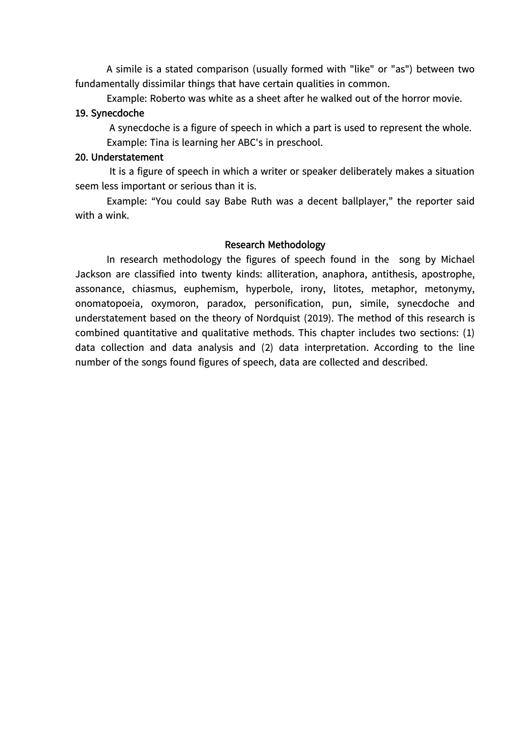A simile is a stated comparison (usually formed with "like" or "as") between two fundamentally dissimilar things that have certain qualities in common.

Example: Roberto was white as a sheet after he walked out of the horror movie.

**19. Synecdoche**

A synecdoche is a figure of speech in which a part is used to represent the whole.

Example: Tina is learning her ABC's in preschool.

**20. Understatement**

It is a figure of speech in which a writer or speaker deliberately makes a situation seem less important or serious than it is.

Example: "You could say Babe Ruth was a decent ballplayer," the reporter said with a wink.

## Research Methodology

In research methodology the figures of speech found in the song by Michael Jackson are classified into twenty kinds: alliteration, anaphora, antithesis, apostrophe, assonance, chiasmus, euphemism, hyperbole, irony, litotes, metaphor, metonymy, onomatopoeia, oxymoron, paradox, personification, pun, simile, synecdoche and understatement based on the theory of Nordquist (2019). The method of this research is combined quantitative and qualitative methods. This chapter includes two sections: (1) data collection and data analysis and (2) data interpretation. According to the line number of the songs found figures of speech, data are collected and described.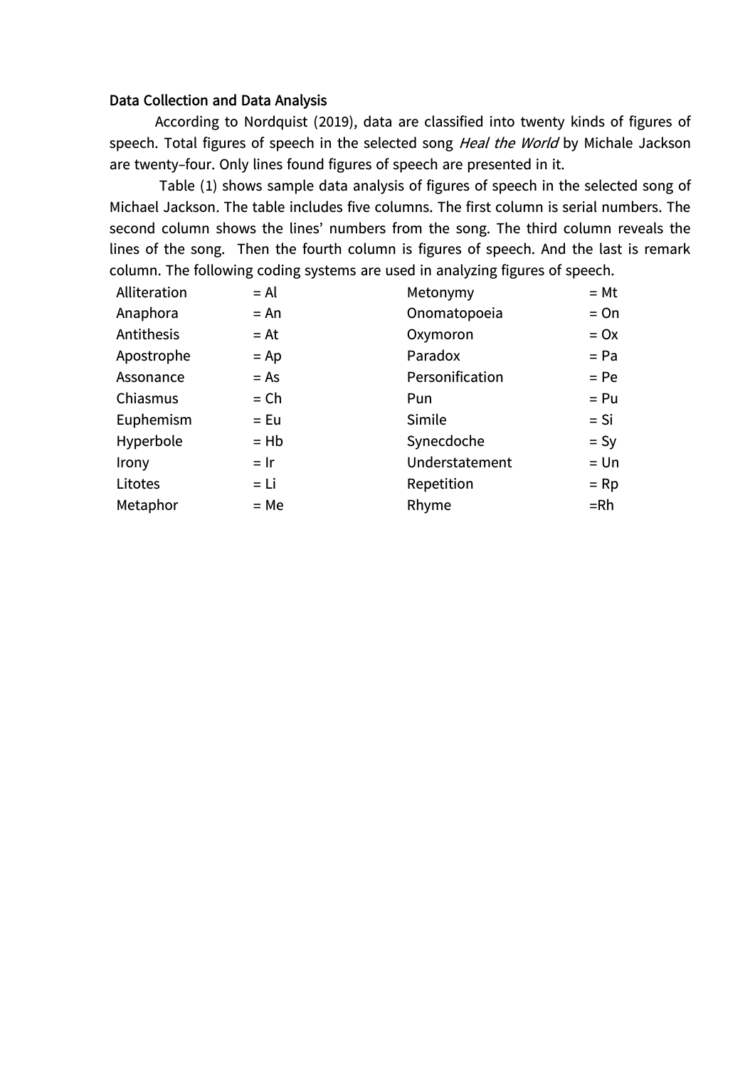### Data Collection and Data Analysis

According to Nordquist (2019), data are classified into twenty kinds of figures of speech. Total figures of speech in the selected song *Heal the World* by Michale Jackson are twenty-four. Only lines found figures of speech are presented in it.

Table (1) shows sample data analysis of figures of speech in the selected song of Michael Jackson. The table includes five columns. The first column is serial numbers. The second column shows the lines' numbers from the song. The third column reveals the lines of the song. Then the fourth column is figures of speech. And the last is remark column. The following coding systems are used in analyzing figures of speech.

| | | | |
|---|---|---|---|
| Alliteration | = Al | Metonymy | = Mt |
| Anaphora | = An | Onomatopoeia | = On |
| Antithesis | = At | Oxymoron | = Ox |
| Apostrophe | = Ap | Paradox | = Pa |
| Assonance | = As | Personification | = Pe |
| Chiasmus | = Ch | Pun | = Pu |
| Euphemism | = Eu | Simile | = Si |
| Hyperbole | = Hb | Synecdoche | = Sy |
| Irony | = Ir | Understatement | = Un |
| Litotes | = Li | Repetition | = Rp |
| Metaphor | = Me | Rhyme | =Rh |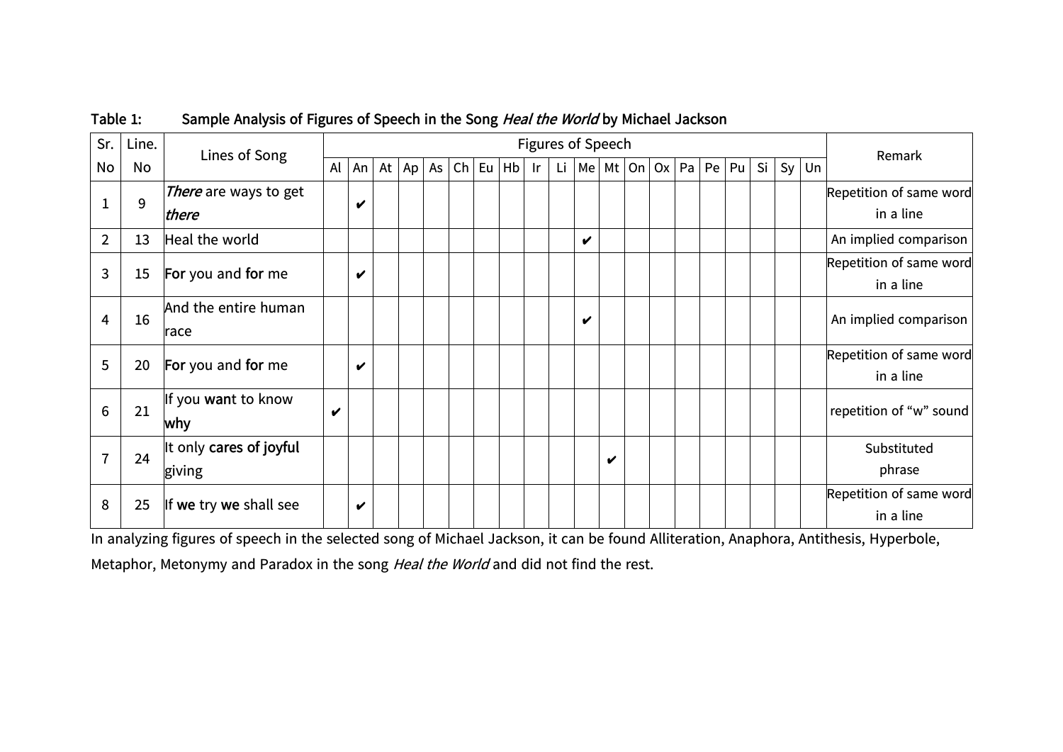Table 1: Sample Analysis of Figures of Speech in the Song *Heal the World* by Michael Jackson

| Sr. No | Line. No | Lines of Song | Figures of Speech | | | | | | | | | | | | | | | | | | | | Remark |
|---|---|---|---|---|---|---|---|---|---|---|---|---|---|---|---|---|---|---|---|---|---|---|---|
| | | | Al | An | At | Ap | As | Ch | Eu | Hb | Ir | Li | Me | Mt | On | Ox | Pa | Pe | Pu | Si | Sy | Un | |
| 1 | 9 | *There* are ways to get *there* | | ✔ | | | | | | | | | | | | | | | | | | | Repetition of same word in a line |
| 2 | 13 | Heal the world | | | | | | | | | | | ✔ | | | | | | | | | | An implied comparison |
| 3 | 15 | **For** you and **for** me | | ✔ | | | | | | | | | | | | | | | | | | | Repetition of same word in a line |
| 4 | 16 | And the entire human race | | | | | | | | | | | ✔ | | | | | | | | | | An implied comparison |
| 5 | 20 | **For** you and **for** me | | ✔ | | | | | | | | | | | | | | | | | | | Repetition of same word in a line |
| 6 | 21 | If you **wan**t to know **why** | ✔ | | | | | | | | | | | | | | | | | | | | repetition of "w" sound |
| 7 | 24 | It only **cares of joyful** giving | | | | | | | | | | | | ✔ | | | | | | | | | Substituted phrase |
| 8 | 25 | If **we** try **we** shall see | | ✔ | | | | | | | | | | | | | | | | | | | Repetition of same word in a line |

In analyzing figures of speech in the selected song of Michael Jackson, it can be found Alliteration, Anaphora, Antithesis, Hyperbole, Metaphor, Metonymy and Paradox in the song *Heal the World* and did not find the rest.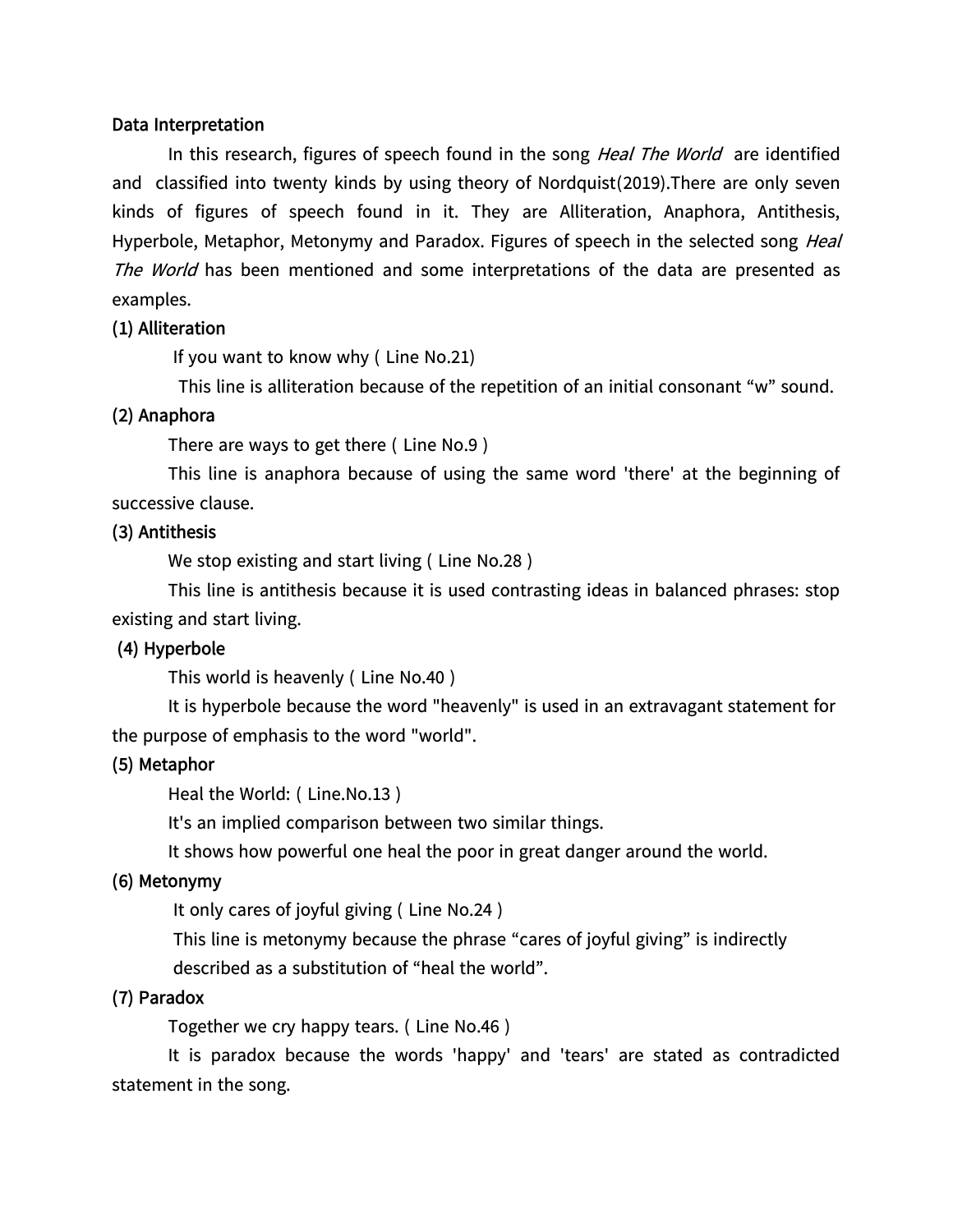**Data Interpretation**

In this research, figures of speech found in the song *Heal The World* are identified and classified into twenty kinds by using theory of Nordquist(2019).There are only seven kinds of figures of speech found in it. They are Alliteration, Anaphora, Antithesis, Hyperbole, Metaphor, Metonymy and Paradox. Figures of speech in the selected song *Heal The World* has been mentioned and some interpretations of the data are presented as examples.

**(1) Alliteration**

If you want to know why ( Line No.21)

This line is alliteration because of the repetition of an initial consonant “w” sound.

**(2) Anaphora**

There are ways to get there ( Line No.9 )

This line is anaphora because of using the same word 'there' at the beginning of successive clause.

**(3) Antithesis**

We stop existing and start living ( Line No.28 )

This line is antithesis because it is used contrasting ideas in balanced phrases: stop existing and start living.

**(4) Hyperbole**

This world is heavenly ( Line No.40 )

It is hyperbole because the word "heavenly" is used in an extravagant statement for the purpose of emphasis to the word "world".

**(5) Metaphor**

Heal the World: ( Line.No.13 )

It's an implied comparison between two similar things.

It shows how powerful one heal the poor in great danger around the world.

**(6) Metonymy**

It only cares of joyful giving ( Line No.24 )

This line is metonymy because the phrase “cares of joyful giving” is indirectly described as a substitution of “heal the world”.

**(7) Paradox**

Together we cry happy tears. ( Line No.46 )

It is paradox because the words 'happy' and 'tears' are stated as contradicted statement in the song.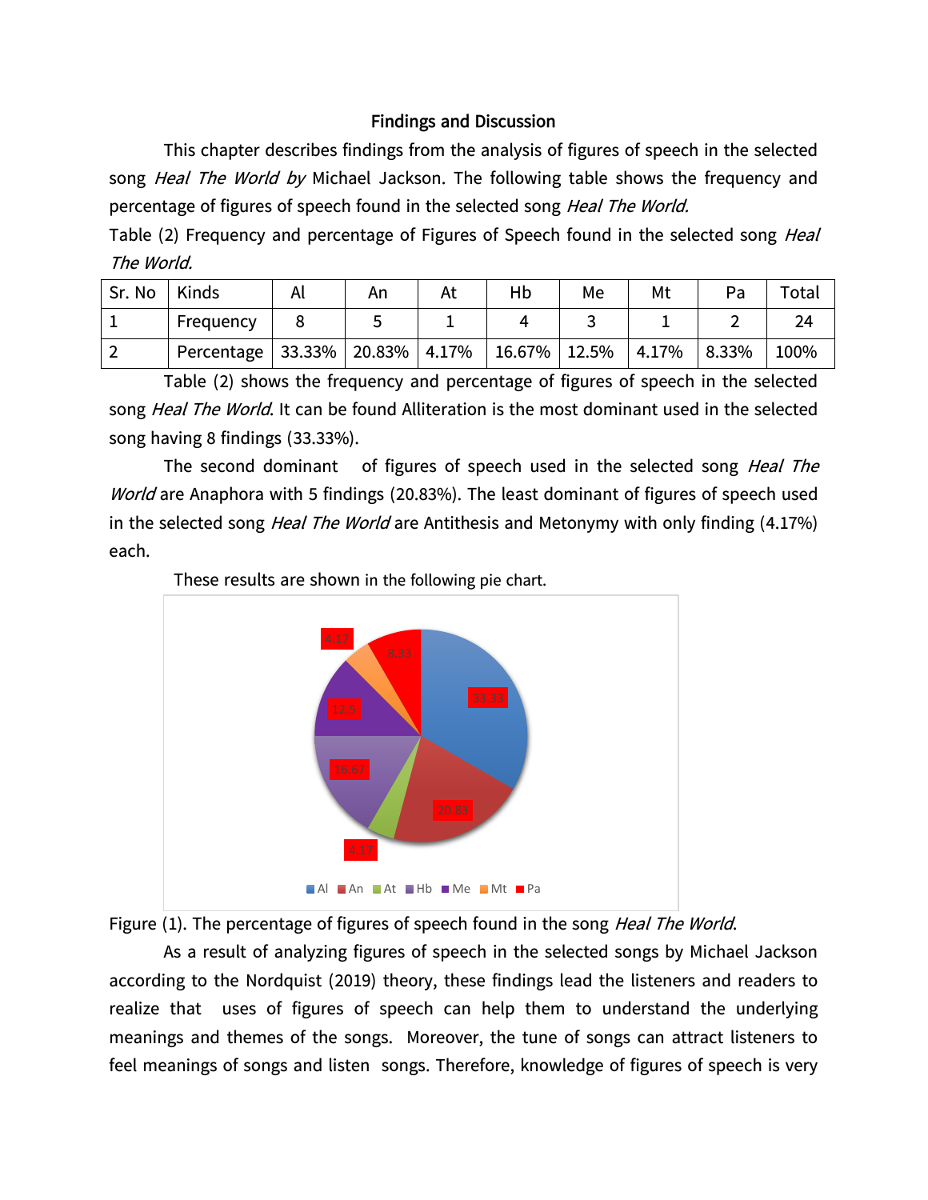## Findings and Discussion

This chapter describes findings from the analysis of figures of speech in the selected song *Heal The World by* Michael Jackson. The following table shows the frequency and percentage of figures of speech found in the selected song *Heal The World.*

Table (2) Frequency and percentage of Figures of Speech found in the selected song *Heal The World.*

| Sr. No | Kinds | Al | An | At | Hb | Me | Mt | Pa | Total |
|---|---|---|---|---|---|---|---|---|---|
| 1 | Frequency | 8 | 5 | 1 | 4 | 3 | 1 | 2 | 24 |
| 2 | Percentage | 33.33% | 20.83% | 4.17% | 16.67% | 12.5% | 4.17% | 8.33% | 100% |

Table (2) shows the frequency and percentage of figures of speech in the selected song *Heal The World*. It can be found Alliteration is the most dominant used in the selected song having 8 findings (33.33%).

The second dominant of figures of speech used in the selected song *Heal The World* are Anaphora with 5 findings (20.83%). The least dominant of figures of speech used in the selected song *Heal The World* are Antithesis and Metonymy with only finding (4.17%) each.

These results are shown in the following pie chart.

Figure (1). The percentage of figures of speech found in the song *Heal The World*.

As a result of analyzing figures of speech in the selected songs by Michael Jackson according to the Nordquist (2019) theory, these findings lead the listeners and readers to realize that uses of figures of speech can help them to understand the underlying meanings and themes of the songs. Moreover, the tune of songs can attract listeners to feel meanings of songs and listen songs. Therefore, knowledge of figures of speech is very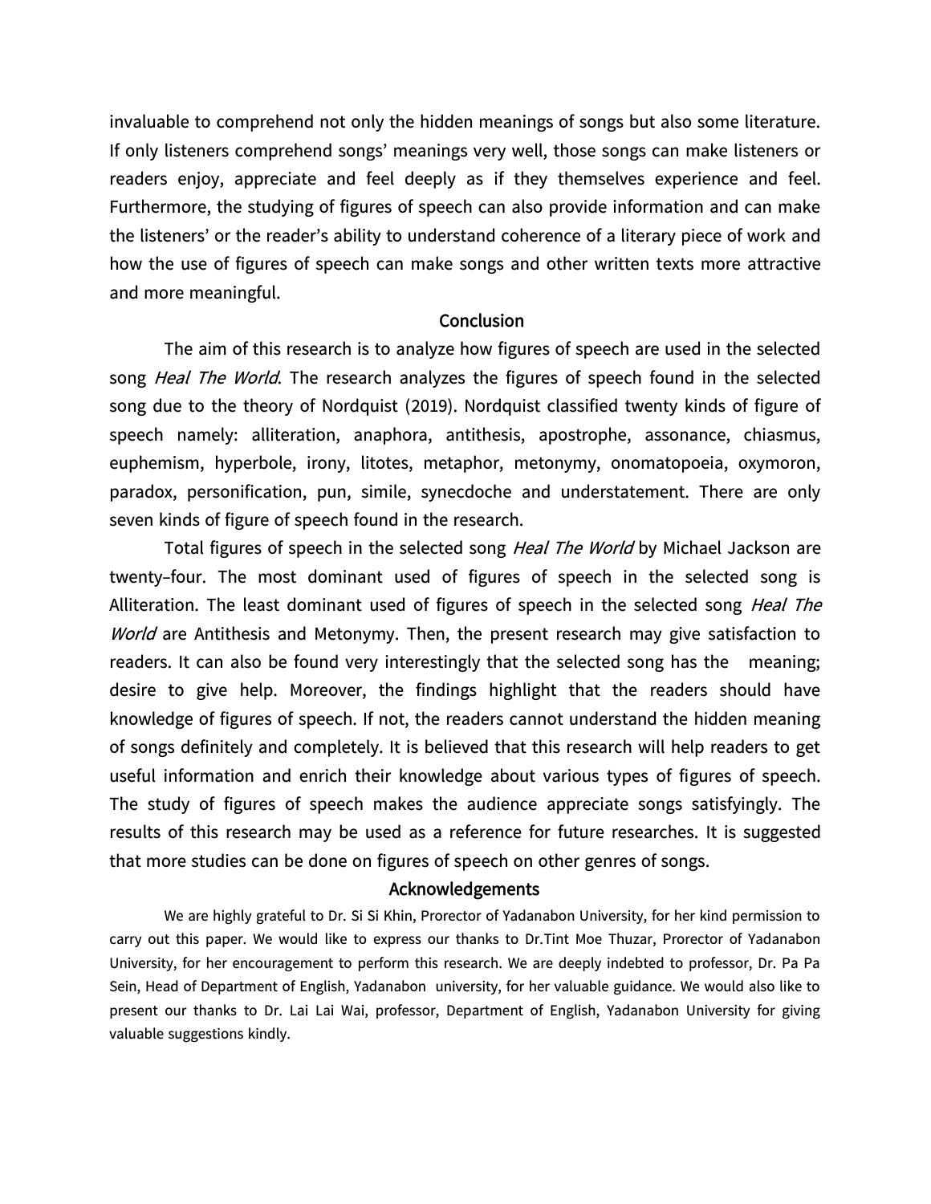invaluable to comprehend not only the hidden meanings of songs but also some literature. If only listeners comprehend songs' meanings very well, those songs can make listeners or readers enjoy, appreciate and feel deeply as if they themselves experience and feel. Furthermore, the studying of figures of speech can also provide information and can make the listeners' or the reader's ability to understand coherence of a literary piece of work and how the use of figures of speech can make songs and other written texts more attractive and more meaningful.

## Conclusion

The aim of this research is to analyze how figures of speech are used in the selected song *Heal The World*. The research analyzes the figures of speech found in the selected song due to the theory of Nordquist (2019). Nordquist classified twenty kinds of figure of speech namely: alliteration, anaphora, antithesis, apostrophe, assonance, chiasmus, euphemism, hyperbole, irony, litotes, metaphor, metonymy, onomatopoeia, oxymoron, paradox, personification, pun, simile, synecdoche and understatement. There are only seven kinds of figure of speech found in the research.

Total figures of speech in the selected song *Heal The World* by Michael Jackson are twenty–four. The most dominant used of figures of speech in the selected song is Alliteration. The least dominant used of figures of speech in the selected song *Heal The World* are Antithesis and Metonymy. Then, the present research may give satisfaction to readers. It can also be found very interestingly that the selected song has the meaning; desire to give help. Moreover, the findings highlight that the readers should have knowledge of figures of speech. If not, the readers cannot understand the hidden meaning of songs definitely and completely. It is believed that this research will help readers to get useful information and enrich their knowledge about various types of figures of speech. The study of figures of speech makes the audience appreciate songs satisfyingly. The results of this research may be used as a reference for future researches. It is suggested that more studies can be done on figures of speech on other genres of songs.

## Acknowledgements

We are highly grateful to Dr. Si Si Khin, Prorector of Yadanabon University, for her kind permission to carry out this paper. We would like to express our thanks to Dr.Tint Moe Thuzar, Prorector of Yadanabon University, for her encouragement to perform this research. We are deeply indebted to professor, Dr. Pa Pa Sein, Head of Department of English, Yadanabon university, for her valuable guidance. We would also like to present our thanks to Dr. Lai Lai Wai, professor, Department of English, Yadanabon University for giving valuable suggestions kindly.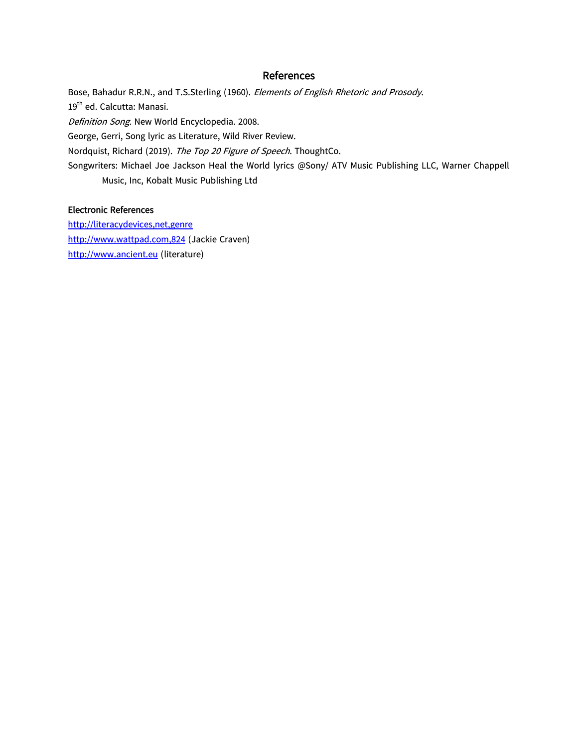## References

Bose, Bahadur R.R.N., and T.S.Sterling (1960). *Elements of English Rhetoric and Prosody*.
19th ed. Calcutta: Manasi.

*Definition Song*. New World Encyclopedia. 2008.

George, Gerri, Song lyric as Literature, Wild River Review.

Nordquist, Richard (2019). *The Top 20 Figure of Speech*. ThoughtCo.

Songwriters: Michael Joe Jackson Heal the World lyrics @Sony/ ATV Music Publishing LLC, Warner Chappell Music, Inc, Kobalt Music Publishing Ltd

**Electronic References**

http://literacydevices,net,genre
http://www.wattpad.com,824 (Jackie Craven)
http://www.ancient.eu (literature)